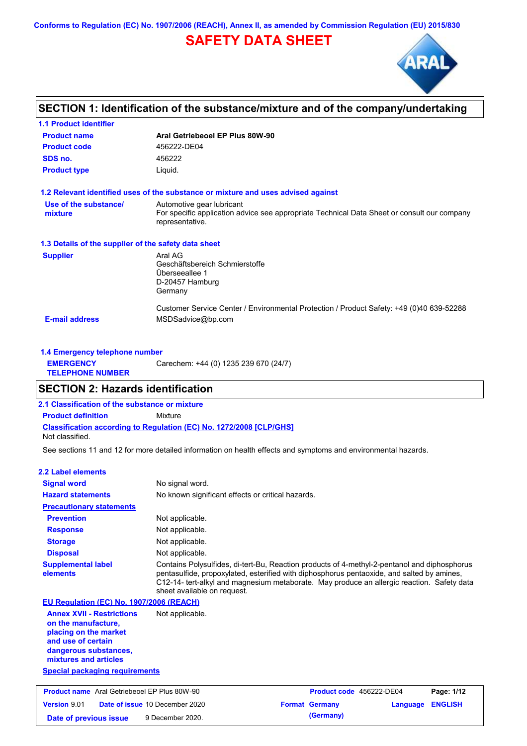Conforms to Regulation (EC) No. 1907/2006 (REACH), Annex II, as amended by Commission Regulation (EU) 2015/830

# SAFETY DATA SHEET

## SECTION 1: Identification of the substance/mixture and of the company/undertaking

### 1.1 Product identifier

| | |
|---|---|
| **Product name** | **Aral Getriebeoel EP Plus 80W-90** |
| **Product code** | 456222-DE04 |
| **SDS no.** | 456222 |
| **Product type** | Liquid. |

### 1.2 Relevant identified uses of the substance or mixture and uses advised against

| | |
|---|---|
| **Use of the substance/ mixture** | Automotive gear lubricant<br>For specific application advice see appropriate Technical Data Sheet or consult our company representative. |

### 1.3 Details of the supplier of the safety data sheet

| | |
|---|---|
| **Supplier** | Aral AG<br>Geschäftsbereich Schmierstoffe<br>Überseeallee 1<br>D-20457 Hamburg<br>Germany<br><br>Customer Service Center / Environmental Protection / Product Safety: +49 (0)40 639-52288 |
| **E-mail address** | MSDSadvice@bp.com |

### 1.4 Emergency telephone number

| | |
|---|---|
| **EMERGENCY TELEPHONE NUMBER** | Carechem: +44 (0) 1235 239 670 (24/7) |

## SECTION 2: Hazards identification

### 2.1 Classification of the substance or mixture

**Product definition** Mixture

**Classification according to Regulation (EC) No. 1272/2008 [CLP/GHS]**

Not classified.

See sections 11 and 12 for more detailed information on health effects and symptoms and environmental hazards.

### 2.2 Label elements

| | |
|---|---|
| **Signal word** | No signal word. |
| **Hazard statements** | No known significant effects or critical hazards. |

**Precautionary statements**

| | |
|---|---|
| **Prevention** | Not applicable. |
| **Response** | Not applicable. |
| **Storage** | Not applicable. |
| **Disposal** | Not applicable. |
| **Supplemental label elements** | Contains Polysulfides, di-tert-Bu, Reaction products of 4-methyl-2-pentanol and diphosphorus pentasulfide, propoxylated, esterified with diphosphorus pentaoxide, and salted by amines, C12-14- tert-alkyl and magnesium metaborate. May produce an allergic reaction. Safety data sheet available on request. |

**EU Regulation (EC) No. 1907/2006 (REACH)**

| | |
|---|---|
| **Annex XVII - Restrictions on the manufacture, placing on the market and use of certain dangerous substances, mixtures and articles** | Not applicable. |

**Special packaging requirements**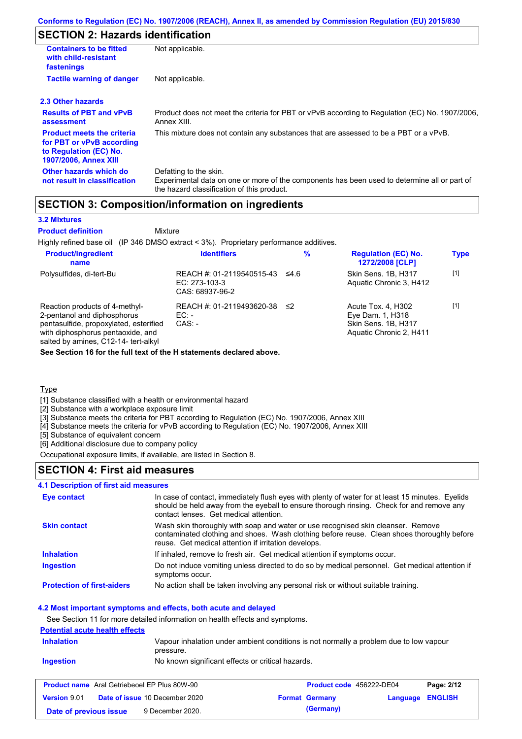## SECTION 2: Hazards identification

| | |
|---|---|
| **Containers to be fitted with child-resistant fastenings** | Not applicable. |
| **Tactile warning of danger** | Not applicable. |

### 2.3 Other hazards

| | |
|---|---|
| **Results of PBT and vPvB assessment** | Product does not meet the criteria for PBT or vPvB according to Regulation (EC) No. 1907/2006, Annex XIII. |
| **Product meets the criteria for PBT or vPvB according to Regulation (EC) No. 1907/2006, Annex XIII** | This mixture does not contain any substances that are assessed to be a PBT or a vPvB. |
| **Other hazards which do not result in classification** | Defatting to the skin. Experimental data on one or more of the components has been used to determine all or part of the hazard classification of this product. |

## SECTION 3: Composition/information on ingredients

### 3.2 Mixtures

**Product definition** Mixture

Highly refined base oil (IP 346 DMSO extract < 3%). Proprietary performance additives.

| Product/ingredient name | Identifiers | % | Regulation (EC) No. 1272/2008 [CLP] | Type |
|---|---|---|---|---|
| Polysulfides, di-tert-Bu | REACH #: 01-2119540515-43<br>EC: 273-103-3<br>CAS: 68937-96-2 | ≤4.6 | Skin Sens. 1B, H317<br>Aquatic Chronic 3, H412 | [1] |
| Reaction products of 4-methyl-2-pentanol and diphosphorus pentasulfide, propoxylated, esterified with diphosphorus pentaoxide, and salted by amines, C12-14- tert-alkyl | REACH #: 01-2119493620-38<br>EC: -<br>CAS: - | ≤2 | Acute Tox. 4, H302<br>Eye Dam. 1, H318<br>Skin Sens. 1B, H317<br>Aquatic Chronic 2, H411 | [1] |

**See Section 16 for the full text of the H statements declared above.**

Type

[1] Substance classified with a health or environmental hazard
[2] Substance with a workplace exposure limit
[3] Substance meets the criteria for PBT according to Regulation (EC) No. 1907/2006, Annex XIII
[4] Substance meets the criteria for vPvB according to Regulation (EC) No. 1907/2006, Annex XIII
[5] Substance of equivalent concern
[6] Additional disclosure due to company policy

Occupational exposure limits, if available, are listed in Section 8.

## SECTION 4: First aid measures

### 4.1 Description of first aid measures

| | |
|---|---|
| **Eye contact** | In case of contact, immediately flush eyes with plenty of water for at least 15 minutes. Eyelids should be held away from the eyeball to ensure thorough rinsing. Check for and remove any contact lenses. Get medical attention. |
| **Skin contact** | Wash skin thoroughly with soap and water or use recognised skin cleanser. Remove contaminated clothing and shoes. Wash clothing before reuse. Clean shoes thoroughly before reuse. Get medical attention if irritation develops. |
| **Inhalation** | If inhaled, remove to fresh air. Get medical attention if symptoms occur. |
| **Ingestion** | Do not induce vomiting unless directed to do so by medical personnel. Get medical attention if symptoms occur. |
| **Protection of first-aiders** | No action shall be taken involving any personal risk or without suitable training. |

### 4.2 Most important symptoms and effects, both acute and delayed

See Section 11 for more detailed information on health effects and symptoms.

**Potential acute health effects**

| | |
|---|---|
| **Inhalation** | Vapour inhalation under ambient conditions is not normally a problem due to low vapour pressure. |
| **Ingestion** | No known significant effects or critical hazards. |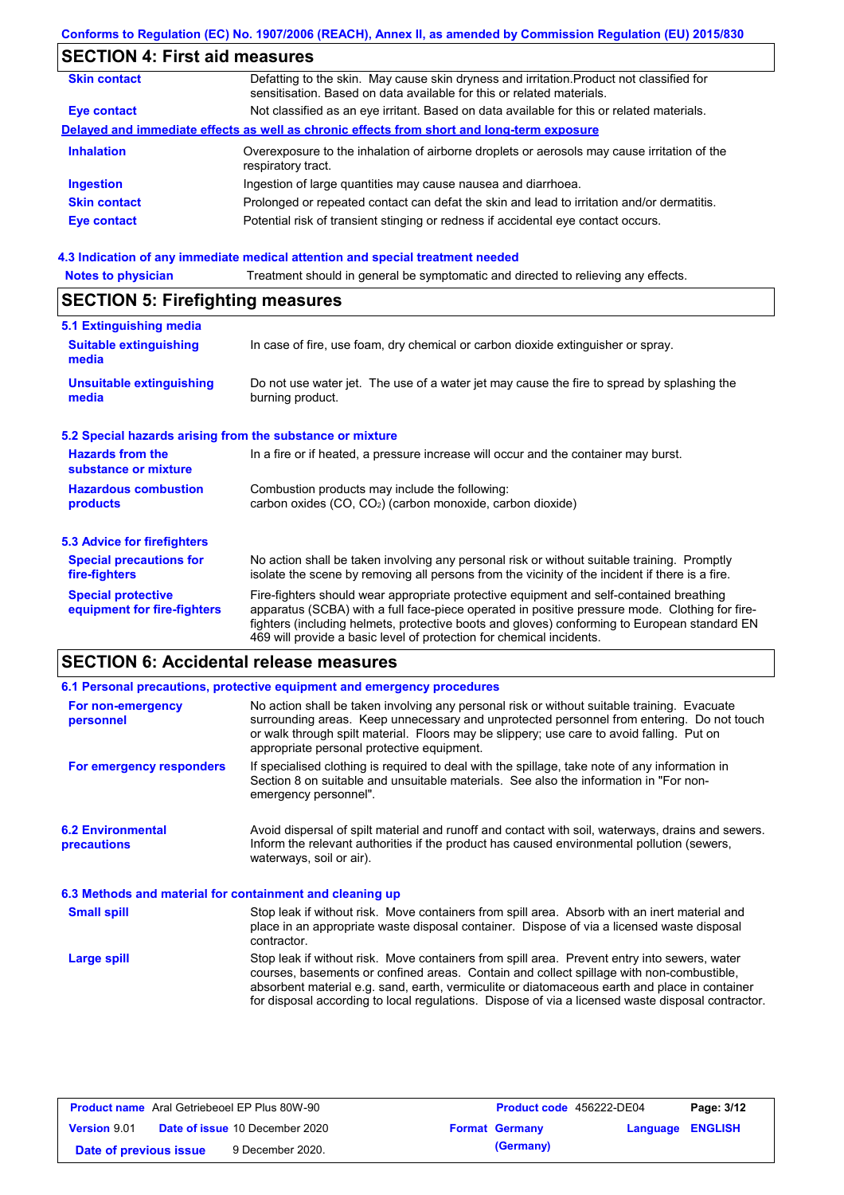Conforms to Regulation (EC) No. 1907/2006 (REACH), Annex II, as amended by Commission Regulation (EU) 2015/830

## SECTION 4: First aid measures

| | |
|---|---|
| **Skin contact** | Defatting to the skin. May cause skin dryness and irritation.Product not classified for sensitisation. Based on data available for this or related materials. |
| **Eye contact** | Not classified as an eye irritant. Based on data available for this or related materials. |

**Delayed and immediate effects as well as chronic effects from short and long-term exposure**

| | |
|---|---|
| **Inhalation** | Overexposure to the inhalation of airborne droplets or aerosols may cause irritation of the respiratory tract. |
| **Ingestion** | Ingestion of large quantities may cause nausea and diarrhoea. |
| **Skin contact** | Prolonged or repeated contact can defat the skin and lead to irritation and/or dermatitis. |
| **Eye contact** | Potential risk of transient stinging or redness if accidental eye contact occurs. |

### 4.3 Indication of any immediate medical attention and special treatment needed

| | |
|---|---|
| **Notes to physician** | Treatment should in general be symptomatic and directed to relieving any effects. |

## SECTION 5: Firefighting measures

### 5.1 Extinguishing media

| | |
|---|---|
| **Suitable extinguishing media** | In case of fire, use foam, dry chemical or carbon dioxide extinguisher or spray. |
| **Unsuitable extinguishing media** | Do not use water jet. The use of a water jet may cause the fire to spread by splashing the burning product. |

### 5.2 Special hazards arising from the substance or mixture

| | |
|---|---|
| **Hazards from the substance or mixture** | In a fire or if heated, a pressure increase will occur and the container may burst. |
| **Hazardous combustion products** | Combustion products may include the following: carbon oxides (CO, $CO_2$) (carbon monoxide, carbon dioxide) |

### 5.3 Advice for firefighters

| | |
|---|---|
| **Special precautions for fire-fighters** | No action shall be taken involving any personal risk or without suitable training. Promptly isolate the scene by removing all persons from the vicinity of the incident if there is a fire. |
| **Special protective equipment for fire-fighters** | Fire-fighters should wear appropriate protective equipment and self-contained breathing apparatus (SCBA) with a full face-piece operated in positive pressure mode. Clothing for fire-fighters (including helmets, protective boots and gloves) conforming to European standard EN 469 will provide a basic level of protection for chemical incidents. |

## SECTION 6: Accidental release measures

### 6.1 Personal precautions, protective equipment and emergency procedures

| | |
|---|---|
| **For non-emergency personnel** | No action shall be taken involving any personal risk or without suitable training. Evacuate surrounding areas. Keep unnecessary and unprotected personnel from entering. Do not touch or walk through spilt material. Floors may be slippery; use care to avoid falling. Put on appropriate personal protective equipment. |
| **For emergency responders** | If specialised clothing is required to deal with the spillage, take note of any information in Section 8 on suitable and unsuitable materials. See also the information in "For non-emergency personnel". |

| | |
|---|---|
| **6.2 Environmental precautions** | Avoid dispersal of spilt material and runoff and contact with soil, waterways, drains and sewers. Inform the relevant authorities if the product has caused environmental pollution (sewers, waterways, soil or air). |

### 6.3 Methods and material for containment and cleaning up

| | |
|---|---|
| **Small spill** | Stop leak if without risk. Move containers from spill area. Absorb with an inert material and place in an appropriate waste disposal container. Dispose of via a licensed waste disposal contractor. |
| **Large spill** | Stop leak if without risk. Move containers from spill area. Prevent entry into sewers, water courses, basements or confined areas. Contain and collect spillage with non-combustible, absorbent material e.g. sand, earth, vermiculite or diatomaceous earth and place in container for disposal according to local regulations. Dispose of via a licensed waste disposal contractor. |

| | | | |
|---|---|---|---|
| **Product name** Aral Getriebeoel EP Plus 80W-90 | | **Product code** 456222-DE04 | |
| **Version** 9.01 | **Date of issue** 10 December 2020 | **Format** Germany (Germany) | **Language** ENGLISH |
| **Date of previous issue** | 9 December 2020. | | |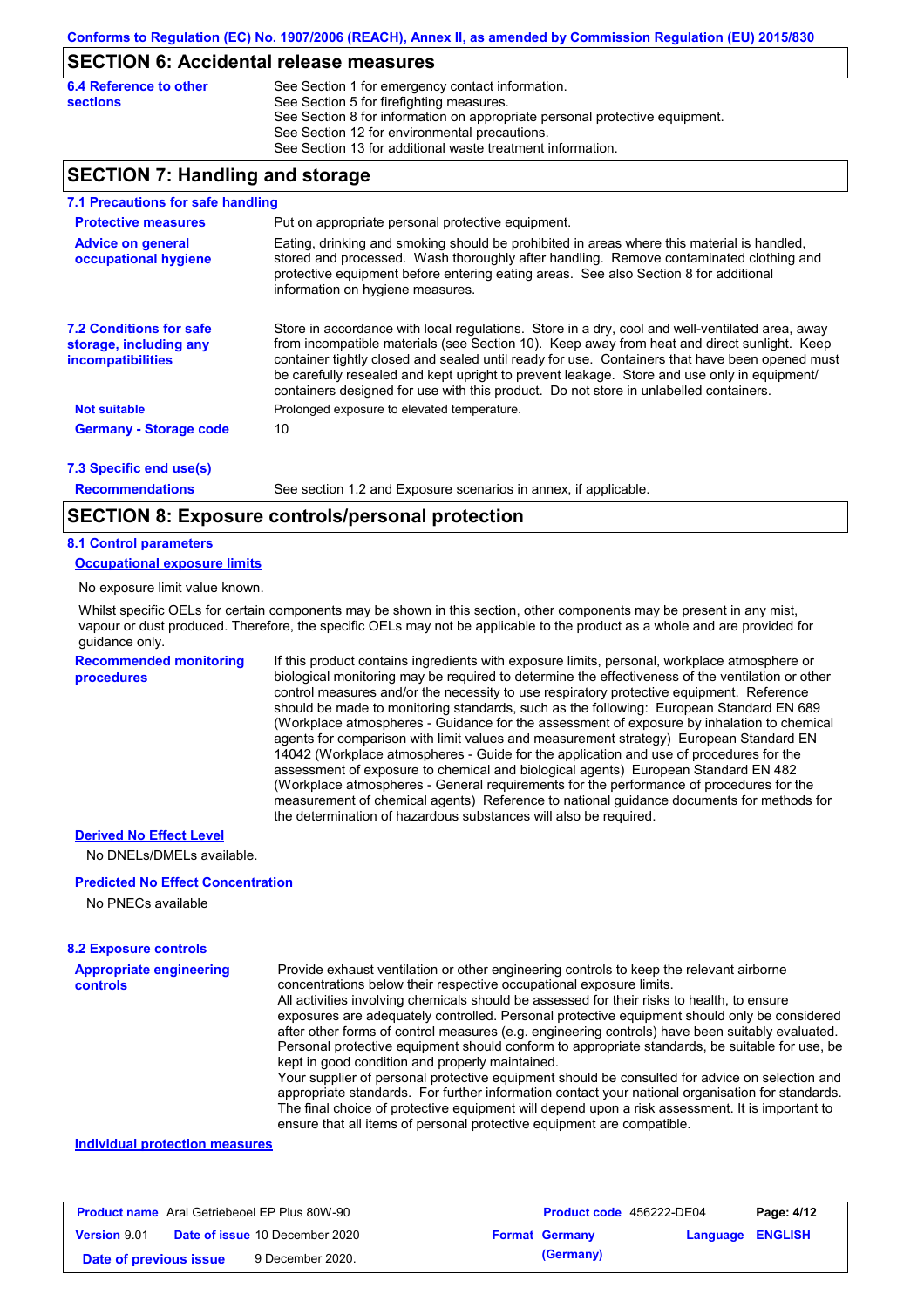## SECTION 6: Accidental release measures

| | |
|---|---|
| **6.4 Reference to other sections** | See Section 1 for emergency contact information.<br>See Section 5 for firefighting measures.<br>See Section 8 for information on appropriate personal protective equipment.<br>See Section 12 for environmental precautions.<br>See Section 13 for additional waste treatment information. |

## SECTION 7: Handling and storage

### 7.1 Precautions for safe handling

| | |
|---|---|
| **Protective measures** | Put on appropriate personal protective equipment. |
| **Advice on general occupational hygiene** | Eating, drinking and smoking should be prohibited in areas where this material is handled, stored and processed. Wash thoroughly after handling. Remove contaminated clothing and protective equipment before entering eating areas. See also Section 8 for additional information on hygiene measures. |
| **7.2 Conditions for safe storage, including any incompatibilities** | Store in accordance with local regulations. Store in a dry, cool and well-ventilated area, away from incompatible materials (see Section 10). Keep away from heat and direct sunlight. Keep container tightly closed and sealed until ready for use. Containers that have been opened must be carefully resealed and kept upright to prevent leakage. Store and use only in equipment/containers designed for use with this product. Do not store in unlabelled containers. |
| **Not suitable** | Prolonged exposure to elevated temperature. |
| **Germany - Storage code** | 10 |

### 7.3 Specific end use(s)

| | |
|---|---|
| **Recommendations** | See section 1.2 and Exposure scenarios in annex, if applicable. |

## SECTION 8: Exposure controls/personal protection

### 8.1 Control parameters

**Occupational exposure limits**

No exposure limit value known.

Whilst specific OELs for certain components may be shown in this section, other components may be present in any mist, vapour or dust produced. Therefore, the specific OELs may not be applicable to the product as a whole and are provided for guidance only.

| | |
|---|---|
| **Recommended monitoring procedures** | If this product contains ingredients with exposure limits, personal, workplace atmosphere or biological monitoring may be required to determine the effectiveness of the ventilation or other control measures and/or the necessity to use respiratory protective equipment. Reference should be made to monitoring standards, such as the following: European Standard EN 689 (Workplace atmospheres - Guidance for the assessment of exposure by inhalation to chemical agents for comparison with limit values and measurement strategy) European Standard EN 14042 (Workplace atmospheres - Guide for the application and use of procedures for the assessment of exposure to chemical and biological agents) European Standard EN 482 (Workplace atmospheres - General requirements for the performance of procedures for the measurement of chemical agents) Reference to national guidance documents for methods for the determination of hazardous substances will also be required. |

**Derived No Effect Level**

No DNELs/DMELs available.

**Predicted No Effect Concentration**

No PNECs available

### 8.2 Exposure controls

| | |
|---|---|
| **Appropriate engineering controls** | Provide exhaust ventilation or other engineering controls to keep the relevant airborne concentrations below their respective occupational exposure limits.<br>All activities involving chemicals should be assessed for their risks to health, to ensure exposures are adequately controlled. Personal protective equipment should only be considered after other forms of control measures (e.g. engineering controls) have been suitably evaluated. Personal protective equipment should conform to appropriate standards, be suitable for use, be kept in good condition and properly maintained.<br>Your supplier of personal protective equipment should be consulted for advice on selection and appropriate standards. For further information contact your national organisation for standards. The final choice of protective equipment will depend upon a risk assessment. It is important to ensure that all items of personal protective equipment are compatible. |

**Individual protection measures**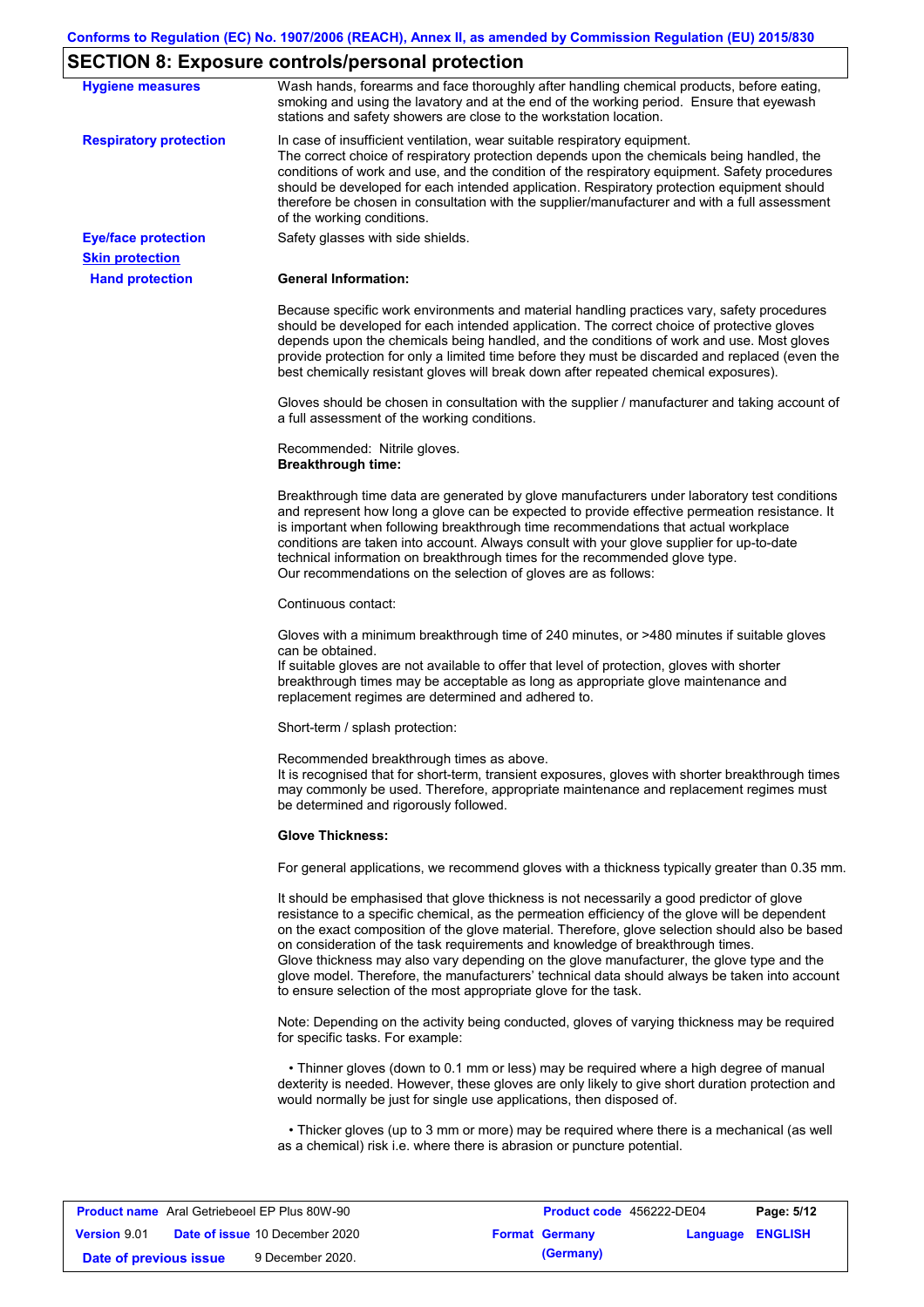## SECTION 8: Exposure controls/personal protection

**Hygiene measures**

Wash hands, forearms and face thoroughly after handling chemical products, before eating, smoking and using the lavatory and at the end of the working period. Ensure that eyewash stations and safety showers are close to the workstation location.

**Respiratory protection**

In case of insufficient ventilation, wear suitable respiratory equipment.
The correct choice of respiratory protection depends upon the chemicals being handled, the conditions of work and use, and the condition of the respiratory equipment. Safety procedures should be developed for each intended application. Respiratory protection equipment should therefore be chosen in consultation with the supplier/manufacturer and with a full assessment of the working conditions.

**Eye/face protection**

Safety glasses with side shields.

**Skin protection**

**Hand protection**

**General Information:**

Because specific work environments and material handling practices vary, safety procedures should be developed for each intended application. The correct choice of protective gloves depends upon the chemicals being handled, and the conditions of work and use. Most gloves provide protection for only a limited time before they must be discarded and replaced (even the best chemically resistant gloves will break down after repeated chemical exposures).

Gloves should be chosen in consultation with the supplier / manufacturer and taking account of a full assessment of the working conditions.

Recommended: Nitrile gloves.
**Breakthrough time:**

Breakthrough time data are generated by glove manufacturers under laboratory test conditions and represent how long a glove can be expected to provide effective permeation resistance. It is important when following breakthrough time recommendations that actual workplace conditions are taken into account. Always consult with your glove supplier for up-to-date technical information on breakthrough times for the recommended glove type.
Our recommendations on the selection of gloves are as follows:

Continuous contact:

Gloves with a minimum breakthrough time of 240 minutes, or >480 minutes if suitable gloves can be obtained.
If suitable gloves are not available to offer that level of protection, gloves with shorter breakthrough times may be acceptable as long as appropriate glove maintenance and replacement regimes are determined and adhered to.

Short-term / splash protection:

Recommended breakthrough times as above.
It is recognised that for short-term, transient exposures, gloves with shorter breakthrough times may commonly be used. Therefore, appropriate maintenance and replacement regimes must be determined and rigorously followed.

**Glove Thickness:**

For general applications, we recommend gloves with a thickness typically greater than 0.35 mm.

It should be emphasised that glove thickness is not necessarily a good predictor of glove resistance to a specific chemical, as the permeation efficiency of the glove will be dependent on the exact composition of the glove material. Therefore, glove selection should also be based on consideration of the task requirements and knowledge of breakthrough times.
Glove thickness may also vary depending on the glove manufacturer, the glove type and the glove model. Therefore, the manufacturers' technical data should always be taken into account to ensure selection of the most appropriate glove for the task.

Note: Depending on the activity being conducted, gloves of varying thickness may be required for specific tasks. For example:

- Thinner gloves (down to 0.1 mm or less) may be required where a high degree of manual dexterity is needed. However, these gloves are only likely to give short duration protection and would normally be just for single use applications, then disposed of.

- Thicker gloves (up to 3 mm or more) may be required where there is a mechanical (as well as a chemical) risk i.e. where there is abrasion or puncture potential.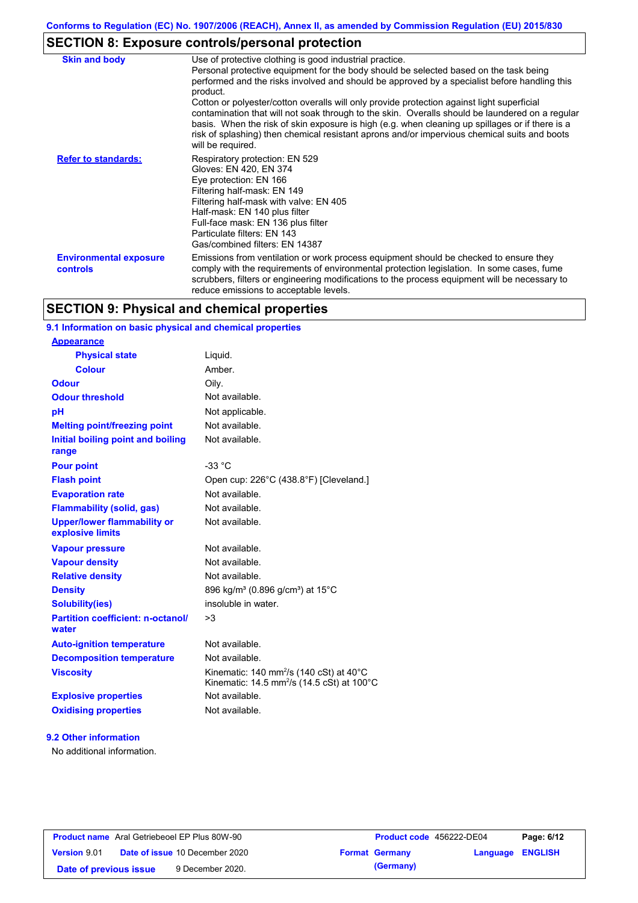## SECTION 8: Exposure controls/personal protection

| | |
|---|---|
| **Skin and body** | Use of protective clothing is good industrial practice. Personal protective equipment for the body should be selected based on the task being performed and the risks involved and should be approved by a specialist before handling this product. Cotton or polyester/cotton overalls will only provide protection against light superficial contamination that will not soak through to the skin. Overalls should be laundered on a regular basis. When the risk of skin exposure is high (e.g. when cleaning up spillages or if there is a risk of splashing) then chemical resistant aprons and/or impervious chemical suits and boots will be required. |
| **Refer to standards:** | Respiratory protection: EN 529<br>Gloves: EN 420, EN 374<br>Eye protection: EN 166<br>Filtering half-mask: EN 149<br>Filtering half-mask with valve: EN 405<br>Half-mask: EN 140 plus filter<br>Full-face mask: EN 136 plus filter<br>Particulate filters: EN 143<br>Gas/combined filters: EN 14387 |
| **Environmental exposure controls** | Emissions from ventilation or work process equipment should be checked to ensure they comply with the requirements of environmental protection legislation. In some cases, fume scrubbers, filters or engineering modifications to the process equipment will be necessary to reduce emissions to acceptable levels. |

## SECTION 9: Physical and chemical properties

### 9.1 Information on basic physical and chemical properties

| | |
|---|---|
| **Appearance** | |
| **Physical state** | Liquid. |
| **Colour** | Amber. |
| **Odour** | Oily. |
| **Odour threshold** | Not available. |
| **pH** | Not applicable. |
| **Melting point/freezing point** | Not available. |
| **Initial boiling point and boiling range** | Not available. |
| **Pour point** | -33 °C |
| **Flash point** | Open cup: 226°C (438.8°F) [Cleveland.] |
| **Evaporation rate** | Not available. |
| **Flammability (solid, gas)** | Not available. |
| **Upper/lower flammability or explosive limits** | Not available. |
| **Vapour pressure** | Not available. |
| **Vapour density** | Not available. |
| **Relative density** | Not available. |
| **Density** | 896 kg/m³ (0.896 g/cm³) at 15°C |
| **Solubility(ies)** | insoluble in water. |
| **Partition coefficient: n-octanol/ water** | >3 |
| **Auto-ignition temperature** | Not available. |
| **Decomposition temperature** | Not available. |
| **Viscosity** | Kinematic: 140 $mm^2/s$ (140 cSt) at 40°C<br>Kinematic: 14.5 $mm^2/s$ (14.5 cSt) at 100°C |
| **Explosive properties** | Not available. |
| **Oxidising properties** | Not available. |

### 9.2 Other information

No additional information.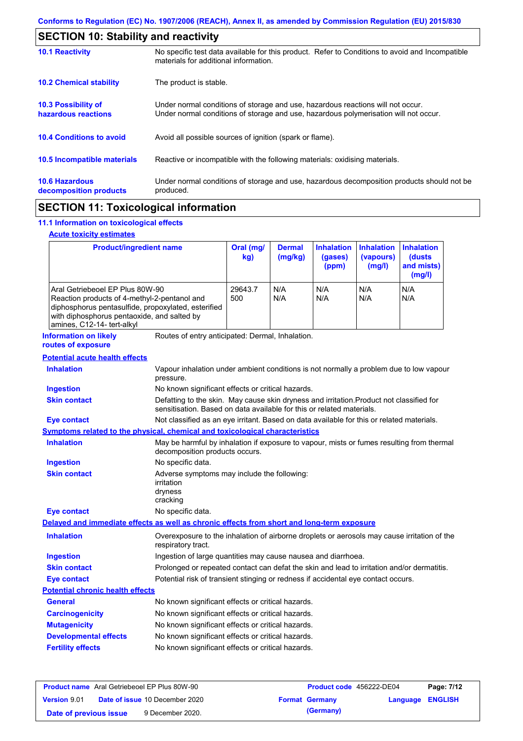## SECTION 10: Stability and reactivity

| | |
|---|---|
| **10.1 Reactivity** | No specific test data available for this product. Refer to Conditions to avoid and Incompatible materials for additional information. |
| **10.2 Chemical stability** | The product is stable. |
| **10.3 Possibility of hazardous reactions** | Under normal conditions of storage and use, hazardous reactions will not occur. Under normal conditions of storage and use, hazardous polymerisation will not occur. |
| **10.4 Conditions to avoid** | Avoid all possible sources of ignition (spark or flame). |
| **10.5 Incompatible materials** | Reactive or incompatible with the following materials: oxidising materials. |
| **10.6 Hazardous decomposition products** | Under normal conditions of storage and use, hazardous decomposition products should not be produced. |

## SECTION 11: Toxicological information

### 11.1 Information on toxicological effects

**Acute toxicity estimates**

| Product/ingredient name | Oral (mg/kg) | Dermal (mg/kg) | Inhalation (gases) (ppm) | Inhalation (vapours) (mg/l) | Inhalation (dusts and mists) (mg/l) |
|---|---|---|---|---|---|
| Aral Getriebeoel EP Plus 80W-90 | 29643.7 | N/A | N/A | N/A | N/A |
| Reaction products of 4-methyl-2-pentanol and diphosphorus pentasulfide, propoxylated, esterified with diphosphorus pentaoxide, and salted by amines, C12-14- tert-alkyl | 500 | N/A | N/A | N/A | N/A |

**Information on likely routes of exposure**: Routes of entry anticipated: Dermal, Inhalation.

**Potential acute health effects**

- **Inhalation**: Vapour inhalation under ambient conditions is not normally a problem due to low vapour pressure.
- **Ingestion**: No known significant effects or critical hazards.
- **Skin contact**: Defatting to the skin. May cause skin dryness and irritation.Product not classified for sensitisation. Based on data available for this or related materials.
- **Eye contact**: Not classified as an eye irritant. Based on data available for this or related materials.

**Symptoms related to the physical, chemical and toxicological characteristics**

- **Inhalation**: May be harmful by inhalation if exposure to vapour, mists or fumes resulting from thermal decomposition products occurs.
- **Ingestion**: No specific data.
- **Skin contact**: Adverse symptoms may include the following:
  irritation
  dryness
  cracking
- **Eye contact**: No specific data.

**Delayed and immediate effects as well as chronic effects from short and long-term exposure**

- **Inhalation**: Overexposure to the inhalation of airborne droplets or aerosols may cause irritation of the respiratory tract.
- **Ingestion**: Ingestion of large quantities may cause nausea and diarrhoea.
- **Skin contact**: Prolonged or repeated contact can defat the skin and lead to irritation and/or dermatitis.
- **Eye contact**: Potential risk of transient stinging or redness if accidental eye contact occurs.

**Potential chronic health effects**

- **General**: No known significant effects or critical hazards.
- **Carcinogenicity**: No known significant effects or critical hazards.
- **Mutagenicity**: No known significant effects or critical hazards.
- **Developmental effects**: No known significant effects or critical hazards.
- **Fertility effects**: No known significant effects or critical hazards.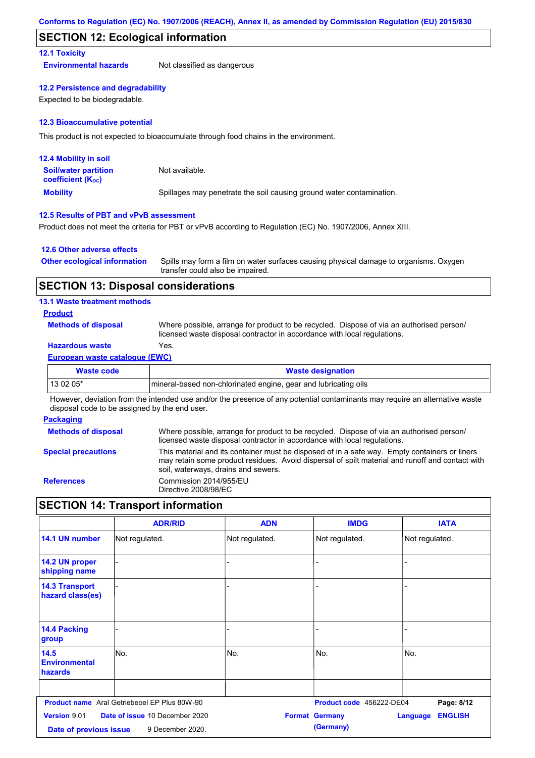## SECTION 12: Ecological information

### 12.1 Toxicity

**Environmental hazards** Not classified as dangerous

### 12.2 Persistence and degradability

Expected to be biodegradable.

### 12.3 Bioaccumulative potential

This product is not expected to bioaccumulate through food chains in the environment.

### 12.4 Mobility in soil

**Soil/water partition coefficient ($K_{OC}$)** Not available.

**Mobility** Spillages may penetrate the soil causing ground water contamination.

### 12.5 Results of PBT and vPvB assessment

Product does not meet the criteria for PBT or vPvB according to Regulation (EC) No. 1907/2006, Annex XIII.

### 12.6 Other adverse effects

**Other ecological information** Spills may form a film on water surfaces causing physical damage to organisms. Oxygen transfer could also be impaired.

## SECTION 13: Disposal considerations

### 13.1 Waste treatment methods

**Product**

**Methods of disposal** Where possible, arrange for product to be recycled. Dispose of via an authorised person/ licensed waste disposal contractor in accordance with local regulations.

**Hazardous waste** Yes.

**European waste catalogue (EWC)**

| Waste code | Waste designation |
|---|---|
| 13 02 05* | mineral-based non-chlorinated engine, gear and lubricating oils |

However, deviation from the intended use and/or the presence of any potential contaminants may require an alternative waste disposal code to be assigned by the end user.

**Packaging**

**Methods of disposal** Where possible, arrange for product to be recycled. Dispose of via an authorised person/ licensed waste disposal contractor in accordance with local regulations.

**Special precautions** This material and its container must be disposed of in a safe way. Empty containers or liners may retain some product residues. Avoid dispersal of spilt material and runoff and contact with soil, waterways, drains and sewers.

**References** Commission 2014/955/EU
Directive 2008/98/EC

## SECTION 14: Transport information

| | ADR/RID | ADN | IMDG | IATA |
|---|---|---|---|---|
| **14.1 UN number** | Not regulated. | Not regulated. | Not regulated. | Not regulated. |
| **14.2 UN proper shipping name** | - | - | - | - |
| **14.3 Transport hazard class(es)** | - | - | - | - |
| **14.4 Packing group** | - | - | - | - |
| **14.5 Environmental hazards** | No. | No. | No. | No. |
| | | | | |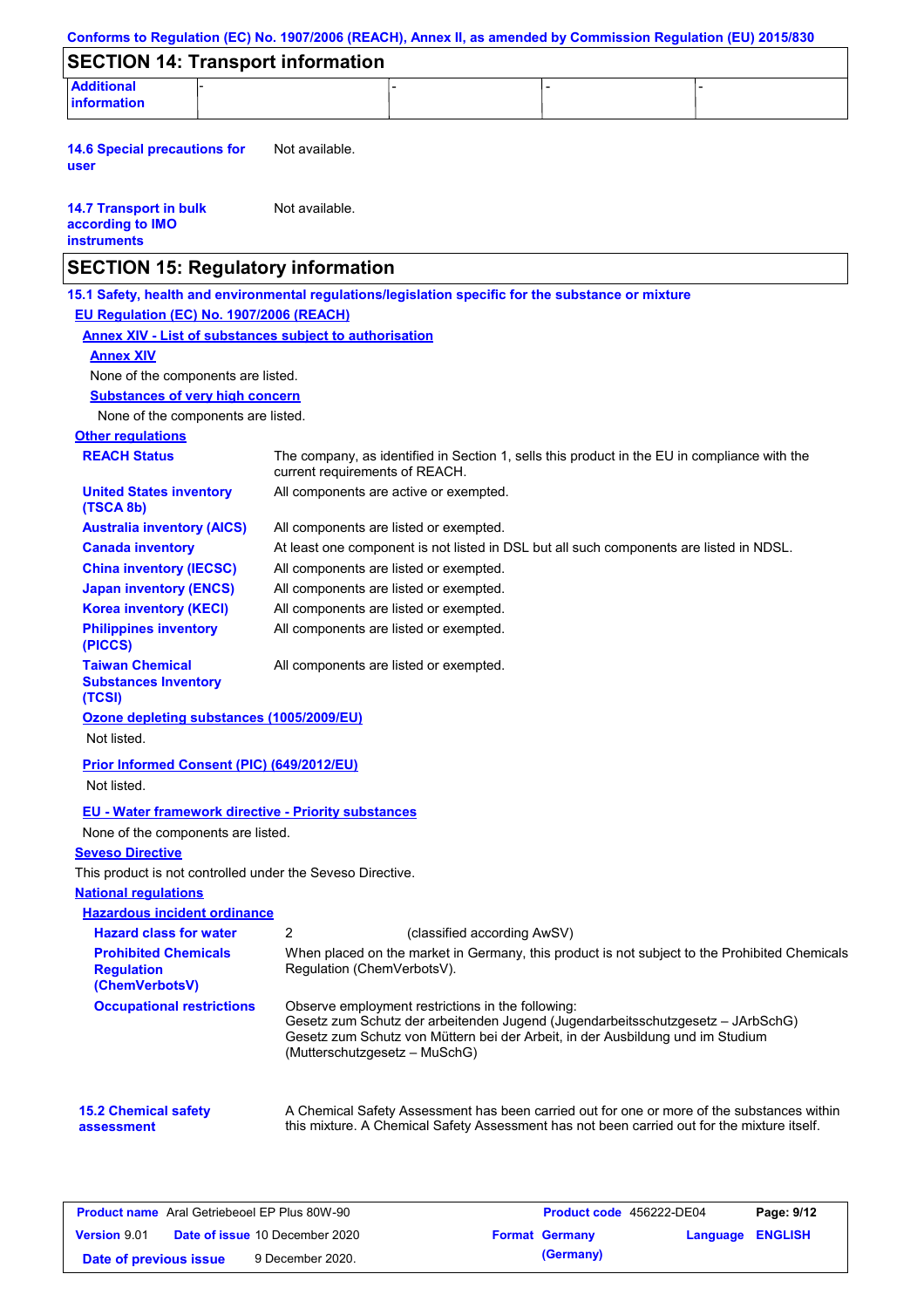## SECTION 14: Transport information

| Additional information | - | - | - | - |
|---|---|---|---|---|

**14.6 Special precautions for user** Not available.

**14.7 Transport in bulk according to IMO instruments** Not available.

## SECTION 15: Regulatory information

**15.1 Safety, health and environmental regulations/legislation specific for the substance or mixture**

**EU Regulation (EC) No. 1907/2006 (REACH)**

**Annex XIV - List of substances subject to authorisation**

**Annex XIV**

None of the components are listed.

**Substances of very high concern**

None of the components are listed.

**Other regulations**

| | |
|---|---|
| **REACH Status** | The company, as identified in Section 1, sells this product in the EU in compliance with the current requirements of REACH. |
| **United States inventory (TSCA 8b)** | All components are active or exempted. |
| **Australia inventory (AICS)** | All components are listed or exempted. |
| **Canada inventory** | At least one component is not listed in DSL but all such components are listed in NDSL. |
| **China inventory (IECSC)** | All components are listed or exempted. |
| **Japan inventory (ENCS)** | All components are listed or exempted. |
| **Korea inventory (KECI)** | All components are listed or exempted. |
| **Philippines inventory (PICCS)** | All components are listed or exempted. |
| **Taiwan Chemical Substances Inventory (TCSI)** | All components are listed or exempted. |

**Ozone depleting substances (1005/2009/EU)**

Not listed.

**Prior Informed Consent (PIC) (649/2012/EU)**

Not listed.

**EU - Water framework directive - Priority substances**

None of the components are listed.

**Seveso Directive**

This product is not controlled under the Seveso Directive.

**National regulations**

**Hazardous incident ordinance**

| | |
|---|---|
| **Hazard class for water** | 2 (classified according AwSV) |
| **Prohibited Chemicals Regulation (ChemVerbotsV)** | When placed on the market in Germany, this product is not subject to the Prohibited Chemicals Regulation (ChemVerbotsV). |
| **Occupational restrictions** | Observe employment restrictions in the following:<br>Gesetz zum Schutz der arbeitenden Jugend (Jugendarbeitsschutzgesetz – JArbSchG)<br>Gesetz zum Schutz von Müttern bei der Arbeit, in der Ausbildung und im Studium (Mutterschutzgesetz – MuSchG) |

**15.2 Chemical safety assessment** A Chemical Safety Assessment has been carried out for one or more of the substances within this mixture. A Chemical Safety Assessment has not been carried out for the mixture itself.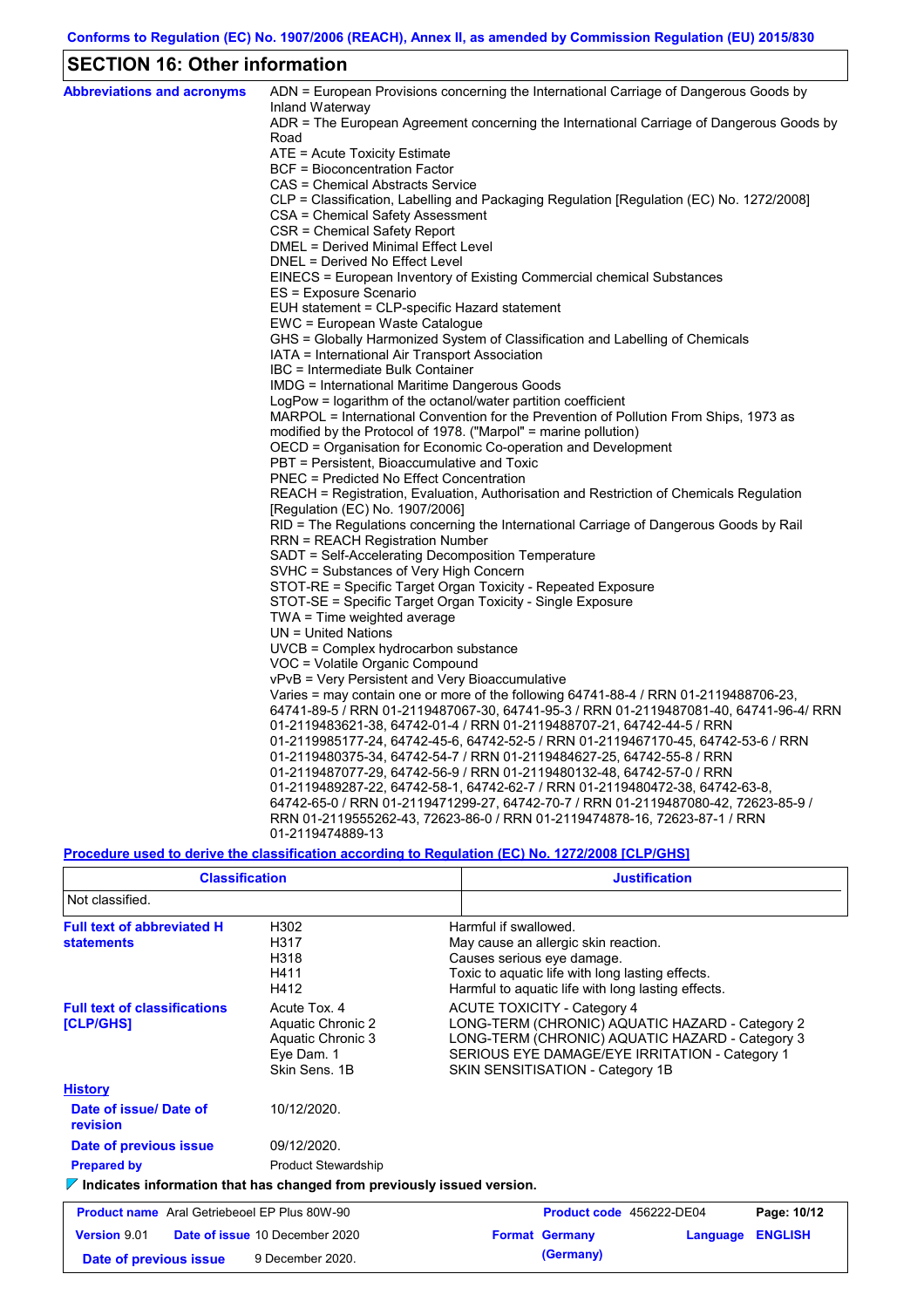## SECTION 16: Other information

**Abbreviations and acronyms**

ADN = European Provisions concerning the International Carriage of Dangerous Goods by Inland Waterway
ADR = The European Agreement concerning the International Carriage of Dangerous Goods by Road
ATE = Acute Toxicity Estimate
BCF = Bioconcentration Factor
CAS = Chemical Abstracts Service
CLP = Classification, Labelling and Packaging Regulation [Regulation (EC) No. 1272/2008]
CSA = Chemical Safety Assessment
CSR = Chemical Safety Report
DMEL = Derived Minimal Effect Level
DNEL = Derived No Effect Level
EINECS = European Inventory of Existing Commercial chemical Substances
ES = Exposure Scenario
EUH statement = CLP-specific Hazard statement
EWC = European Waste Catalogue
GHS = Globally Harmonized System of Classification and Labelling of Chemicals
IATA = International Air Transport Association
IBC = Intermediate Bulk Container
IMDG = International Maritime Dangerous Goods
LogPow = logarithm of the octanol/water partition coefficient
MARPOL = International Convention for the Prevention of Pollution From Ships, 1973 as modified by the Protocol of 1978. ("Marpol" = marine pollution)
OECD = Organisation for Economic Co-operation and Development
PBT = Persistent, Bioaccumulative and Toxic
PNEC = Predicted No Effect Concentration
REACH = Registration, Evaluation, Authorisation and Restriction of Chemicals Regulation [Regulation (EC) No. 1907/2006]
RID = The Regulations concerning the International Carriage of Dangerous Goods by Rail
RRN = REACH Registration Number
SADT = Self-Accelerating Decomposition Temperature
SVHC = Substances of Very High Concern
STOT-RE = Specific Target Organ Toxicity - Repeated Exposure
STOT-SE = Specific Target Organ Toxicity - Single Exposure
TWA = Time weighted average
UN = United Nations
UVCB = Complex hydrocarbon substance
VOC = Volatile Organic Compound
vPvB = Very Persistent and Very Bioaccumulative
Varies = may contain one or more of the following 64741-88-4 / RRN 01-2119488706-23, 64741-89-5 / RRN 01-2119487067-30, 64741-95-3 / RRN 01-2119487081-40, 64741-96-4/ RRN 01-2119483621-38, 64742-01-4 / RRN 01-2119488707-21, 64742-44-5 / RRN 01-2119985177-24, 64742-45-6, 64742-52-5 / RRN 01-2119467170-45, 64742-53-6 / RRN 01-2119480375-34, 64742-54-7 / RRN 01-2119484627-25, 64742-55-8 / RRN 01-2119487077-29, 64742-56-9 / RRN 01-2119480132-48, 64742-57-0 / RRN 01-2119489287-22, 64742-58-1, 64742-62-7 / RRN 01-2119480472-38, 64742-63-8, 64742-65-0 / RRN 01-2119471299-27, 64742-70-7 / RRN 01-2119487080-42, 72623-85-9 / RRN 01-2119555262-43, 72623-86-0 / RRN 01-2119474878-16, 72623-87-1 / RRN 01-2119474889-13

**Procedure used to derive the classification according to Regulation (EC) No. 1272/2008 [CLP/GHS]**

| Classification | Justification |
|---|---|
| Not classified. | |

**Full text of abbreviated H statements**

| | |
|---|---|
| H302 | Harmful if swallowed. |
| H317 | May cause an allergic skin reaction. |
| H318 | Causes serious eye damage. |
| H411 | Toxic to aquatic life with long lasting effects. |
| H412 | Harmful to aquatic life with long lasting effects. |

**Full text of classifications [CLP/GHS]**

| | |
|---|---|
| Acute Tox. 4 | ACUTE TOXICITY - Category 4 |
| Aquatic Chronic 2 | LONG-TERM (CHRONIC) AQUATIC HAZARD - Category 2 |
| Aquatic Chronic 3 | LONG-TERM (CHRONIC) AQUATIC HAZARD - Category 3 |
| Eye Dam. 1 | SERIOUS EYE DAMAGE/EYE IRRITATION - Category 1 |
| Skin Sens. 1B | SKIN SENSITISATION - Category 1B |

**History**

**Date of issue/ Date of revision**: 10/12/2020.

**Date of previous issue**: 09/12/2020.

**Prepared by**: Product Stewardship

▼ **Indicates information that has changed from previously issued version.**

| **Product name** Aral Getriebeoel EP Plus 80W-90 | **Product code** 456222-DE04 | |
|---|---|---|
| **Version** 9.01 **Date of issue** 10 December 2020 | **Format** Germany (Germany) | **Language** ENGLISH |
| **Date of previous issue** 9 December 2020. | | |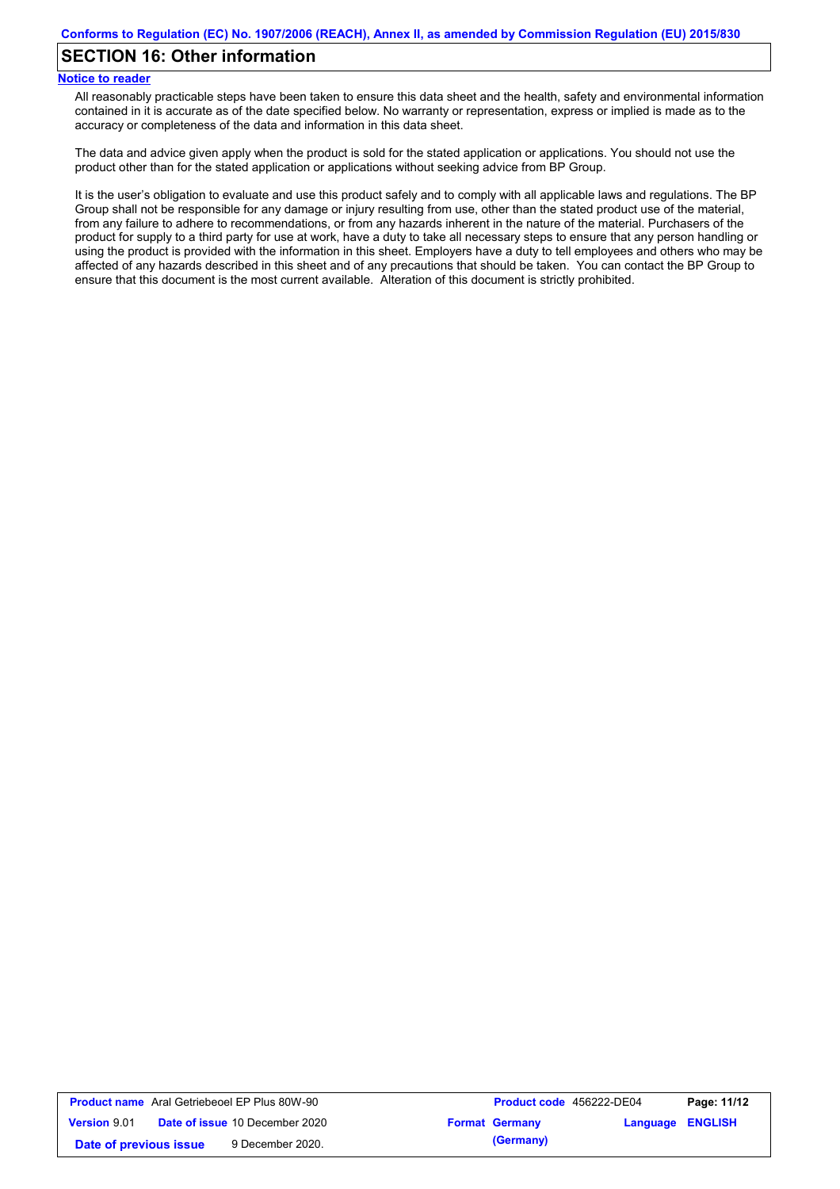## SECTION 16: Other information

**Notice to reader**

All reasonably practicable steps have been taken to ensure this data sheet and the health, safety and environmental information contained in it is accurate as of the date specified below. No warranty or representation, express or implied is made as to the accuracy or completeness of the data and information in this data sheet.

The data and advice given apply when the product is sold for the stated application or applications. You should not use the product other than for the stated application or applications without seeking advice from BP Group.

It is the user's obligation to evaluate and use this product safely and to comply with all applicable laws and regulations. The BP Group shall not be responsible for any damage or injury resulting from use, other than the stated product use of the material, from any failure to adhere to recommendations, or from any hazards inherent in the nature of the material. Purchasers of the product for supply to a third party for use at work, have a duty to take all necessary steps to ensure that any person handling or using the product is provided with the information in this sheet. Employers have a duty to tell employees and others who may be affected of any hazards described in this sheet and of any precautions that should be taken. You can contact the BP Group to ensure that this document is the most current available. Alteration of this document is strictly prohibited.